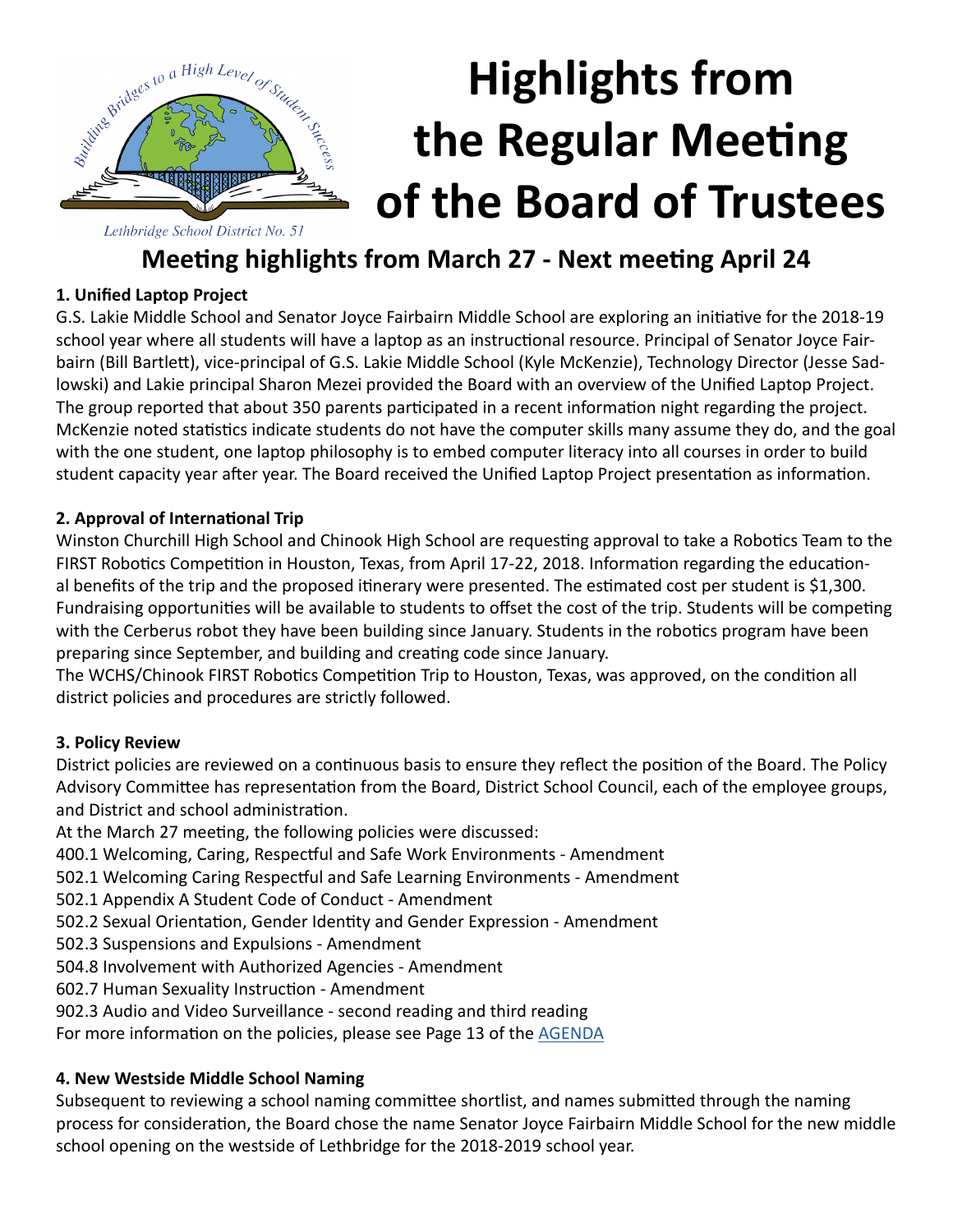Building Bridges to a High Level of Student Success

Lethbridge School District No. 51

# Highlights from the Regular Meeting of the Board of Trustees

## Meeting highlights from March 27 - Next meeting April 24

**1. Unified Laptop Project**

G.S. Lakie Middle School and Senator Joyce Fairbairn Middle School are exploring an initiative for the 2018-19 school year where all students will have a laptop as an instructional resource. Principal of Senator Joyce Fairbairn (Bill Bartlett), vice-principal of G.S. Lakie Middle School (Kyle McKenzie), Technology Director (Jesse Sadlowski) and Lakie principal Sharon Mezei provided the Board with an overview of the Unified Laptop Project. The group reported that about 350 parents participated in a recent information night regarding the project. McKenzie noted statistics indicate students do not have the computer skills many assume they do, and the goal with the one student, one laptop philosophy is to embed computer literacy into all courses in order to build student capacity year after year. The Board received the Unified Laptop Project presentation as information.

**2. Approval of International Trip**

Winston Churchill High School and Chinook High School are requesting approval to take a Robotics Team to the FIRST Robotics Competition in Houston, Texas, from April 17-22, 2018. Information regarding the educational benefits of the trip and the proposed itinerary were presented. The estimated cost per student is $1,300. Fundraising opportunities will be available to students to offset the cost of the trip. Students will be competing with the Cerberus robot they have been building since January. Students in the robotics program have been preparing since September, and building and creating code since January.

The WCHS/Chinook FIRST Robotics Competition Trip to Houston, Texas, was approved, on the condition all district policies and procedures are strictly followed.

**3. Policy Review**

District policies are reviewed on a continuous basis to ensure they reflect the position of the Board. The Policy Advisory Committee has representation from the Board, District School Council, each of the employee groups, and District and school administration.

At the March 27 meeting, the following policies were discussed:

400.1 Welcoming, Caring, Respectful and Safe Work Environments - Amendment
502.1 Welcoming Caring Respectful and Safe Learning Environments - Amendment
502.1 Appendix A Student Code of Conduct - Amendment
502.2 Sexual Orientation, Gender Identity and Gender Expression - Amendment
502.3 Suspensions and Expulsions - Amendment
504.8 Involvement with Authorized Agencies - Amendment
602.7 Human Sexuality Instruction - Amendment
902.3 Audio and Video Surveillance - second reading and third reading

For more information on the policies, please see Page 13 of the AGENDA

**4. New Westside Middle School Naming**

Subsequent to reviewing a school naming committee shortlist, and names submitted through the naming process for consideration, the Board chose the name Senator Joyce Fairbairn Middle School for the new middle school opening on the westside of Lethbridge for the 2018-2019 school year.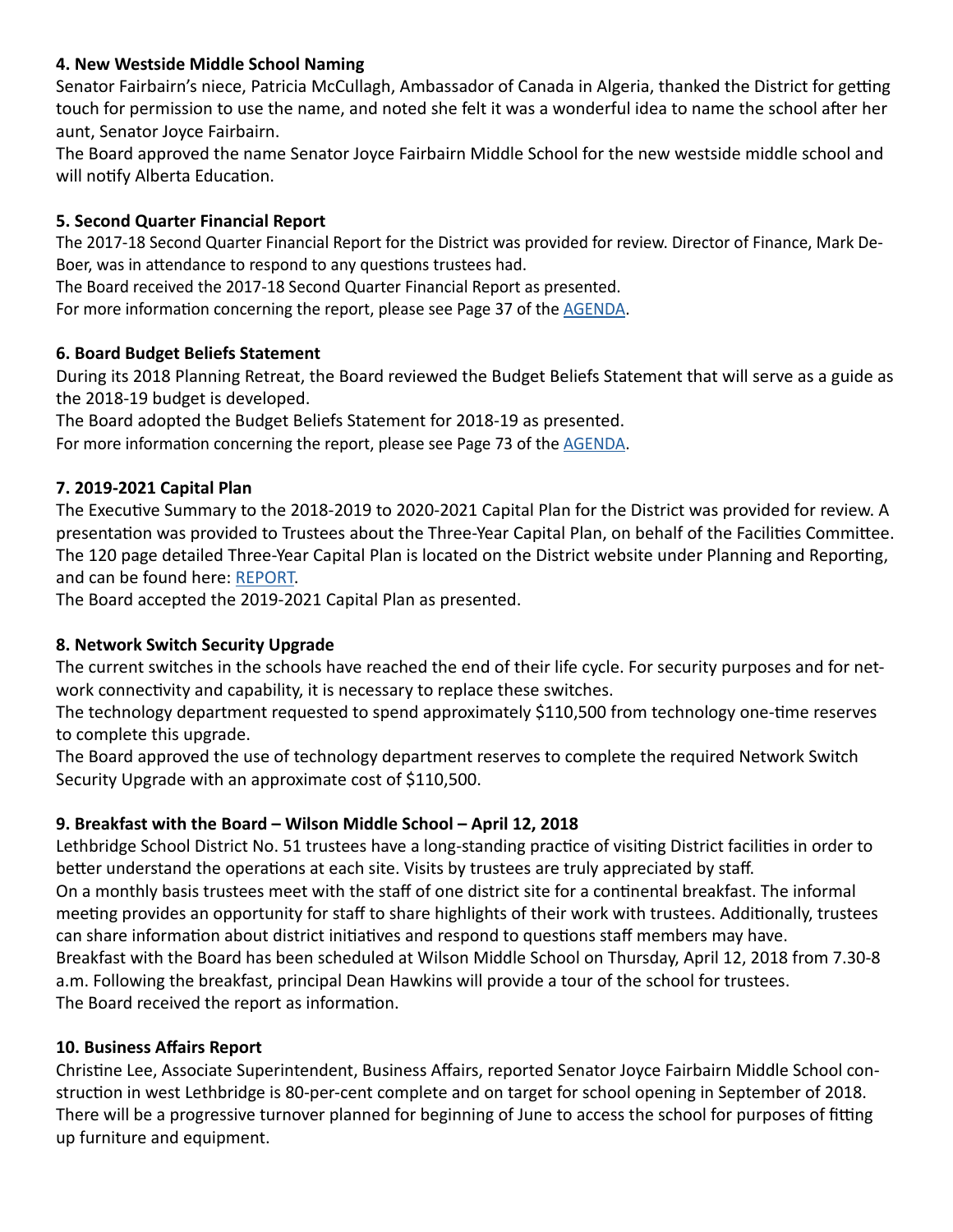**4. New Westside Middle School Naming**

Senator Fairbairn's niece, Patricia McCullagh, Ambassador of Canada in Algeria, thanked the District for getting touch for permission to use the name, and noted she felt it was a wonderful idea to name the school after her aunt, Senator Joyce Fairbairn.

The Board approved the name Senator Joyce Fairbairn Middle School for the new westside middle school and will notify Alberta Education.

**5. Second Quarter Financial Report**

The 2017-18 Second Quarter Financial Report for the District was provided for review. Director of Finance, Mark DeBoer, was in attendance to respond to any questions trustees had.

The Board received the 2017-18 Second Quarter Financial Report as presented.

For more information concerning the report, please see Page 37 of the AGENDA.

**6. Board Budget Beliefs Statement**

During its 2018 Planning Retreat, the Board reviewed the Budget Beliefs Statement that will serve as a guide as the 2018-19 budget is developed.

The Board adopted the Budget Beliefs Statement for 2018-19 as presented.

For more information concerning the report, please see Page 73 of the AGENDA.

**7. 2019-2021 Capital Plan**

The Executive Summary to the 2018-2019 to 2020-2021 Capital Plan for the District was provided for review. A presentation was provided to Trustees about the Three-Year Capital Plan, on behalf of the Facilities Committee. The 120 page detailed Three-Year Capital Plan is located on the District website under Planning and Reporting, and can be found here: REPORT.

The Board accepted the 2019-2021 Capital Plan as presented.

**8. Network Switch Security Upgrade**

The current switches in the schools have reached the end of their life cycle. For security purposes and for network connectivity and capability, it is necessary to replace these switches.

The technology department requested to spend approximately $110,500 from technology one-time reserves to complete this upgrade.

The Board approved the use of technology department reserves to complete the required Network Switch Security Upgrade with an approximate cost of $110,500.

**9. Breakfast with the Board – Wilson Middle School – April 12, 2018**

Lethbridge School District No. 51 trustees have a long-standing practice of visiting District facilities in order to better understand the operations at each site. Visits by trustees are truly appreciated by staff.

On a monthly basis trustees meet with the staff of one district site for a continental breakfast. The informal meeting provides an opportunity for staff to share highlights of their work with trustees. Additionally, trustees can share information about district initiatives and respond to questions staff members may have.

Breakfast with the Board has been scheduled at Wilson Middle School on Thursday, April 12, 2018 from 7.30-8 a.m. Following the breakfast, principal Dean Hawkins will provide a tour of the school for trustees.

The Board received the report as information.

**10. Business Affairs Report**

Christine Lee, Associate Superintendent, Business Affairs, reported Senator Joyce Fairbairn Middle School construction in west Lethbridge is 80-per-cent complete and on target for school opening in September of 2018. There will be a progressive turnover planned for beginning of June to access the school for purposes of fitting up furniture and equipment.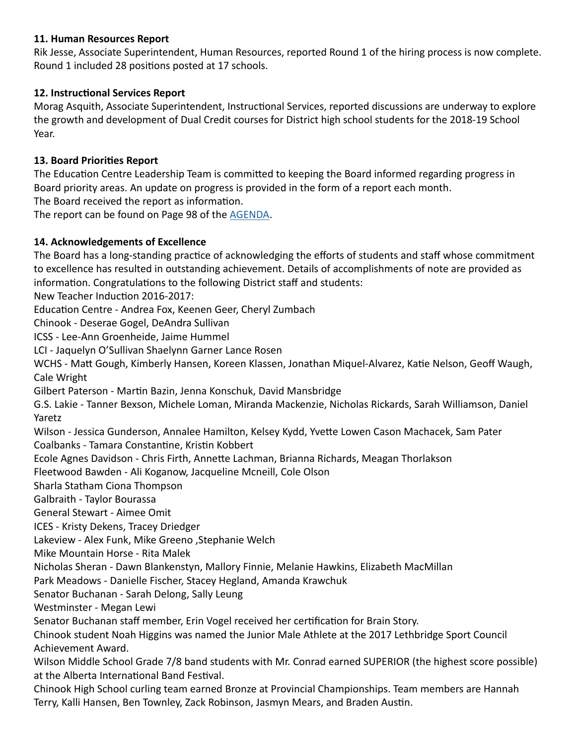#### 11. Human Resources Report

Rik Jesse, Associate Superintendent, Human Resources, reported Round 1 of the hiring process is now complete. Round 1 included 28 positions posted at 17 schools.

#### 12. Instructional Services Report

Morag Asquith, Associate Superintendent, Instructional Services, reported discussions are underway to explore the growth and development of Dual Credit courses for District high school students for the 2018-19 School Year.

#### 13. Board Priorities Report

The Education Centre Leadership Team is committed to keeping the Board informed regarding progress in Board priority areas. An update on progress is provided in the form of a report each month.
The Board received the report as information.
The report can be found on Page 98 of the [AGENDA](AGENDA).

#### 14. Acknowledgements of Excellence

The Board has a long-standing practice of acknowledging the efforts of students and staff whose commitment to excellence has resulted in outstanding achievement. Details of accomplishments of note are provided as information. Congratulations to the following District staff and students:
New Teacher Induction 2016-2017:
Education Centre - Andrea Fox, Keenen Geer, Cheryl Zumbach
Chinook - Deserae Gogel, DeAndra Sullivan
ICSS - Lee-Ann Groenheide, Jaime Hummel
LCI - Jaquelyn O'Sullivan Shaelynn Garner Lance Rosen
WCHS - Matt Gough, Kimberly Hansen, Koreen Klassen, Jonathan Miquel-Alvarez, Katie Nelson, Geoff Waugh, Cale Wright
Gilbert Paterson - Martin Bazin, Jenna Konschuk, David Mansbridge
G.S. Lakie - Tanner Bexson, Michele Loman, Miranda Mackenzie, Nicholas Rickards, Sarah Williamson, Daniel Yaretz
Wilson - Jessica Gunderson, Annalee Hamilton, Kelsey Kydd, Yvette Lowen Cason Machacek, Sam Pater
Coalbanks - Tamara Constantine, Kristin Kobbert
Ecole Agnes Davidson - Chris Firth, Annette Lachman, Brianna Richards, Meagan Thorlakson
Fleetwood Bawden - Ali Koganow, Jacqueline Mcneill, Cole Olson
Sharla Statham Ciona Thompson
Galbraith - Taylor Bourassa
General Stewart - Aimee Omit
ICES - Kristy Dekens, Tracey Driedger
Lakeview - Alex Funk, Mike Greeno ,Stephanie Welch
Mike Mountain Horse - Rita Malek
Nicholas Sheran - Dawn Blankenstyn, Mallory Finnie, Melanie Hawkins, Elizabeth MacMillan
Park Meadows - Danielle Fischer, Stacey Hegland, Amanda Krawchuk
Senator Buchanan - Sarah Delong, Sally Leung
Westminster - Megan Lewi
Senator Buchanan staff member, Erin Vogel received her certification for Brain Story.
Chinook student Noah Higgins was named the Junior Male Athlete at the 2017 Lethbridge Sport Council Achievement Award.
Wilson Middle School Grade 7/8 band students with Mr. Conrad earned SUPERIOR (the highest score possible) at the Alberta International Band Festival.
Chinook High School curling team earned Bronze at Provincial Championships. Team members are Hannah Terry, Kalli Hansen, Ben Townley, Zack Robinson, Jasmyn Mears, and Braden Austin.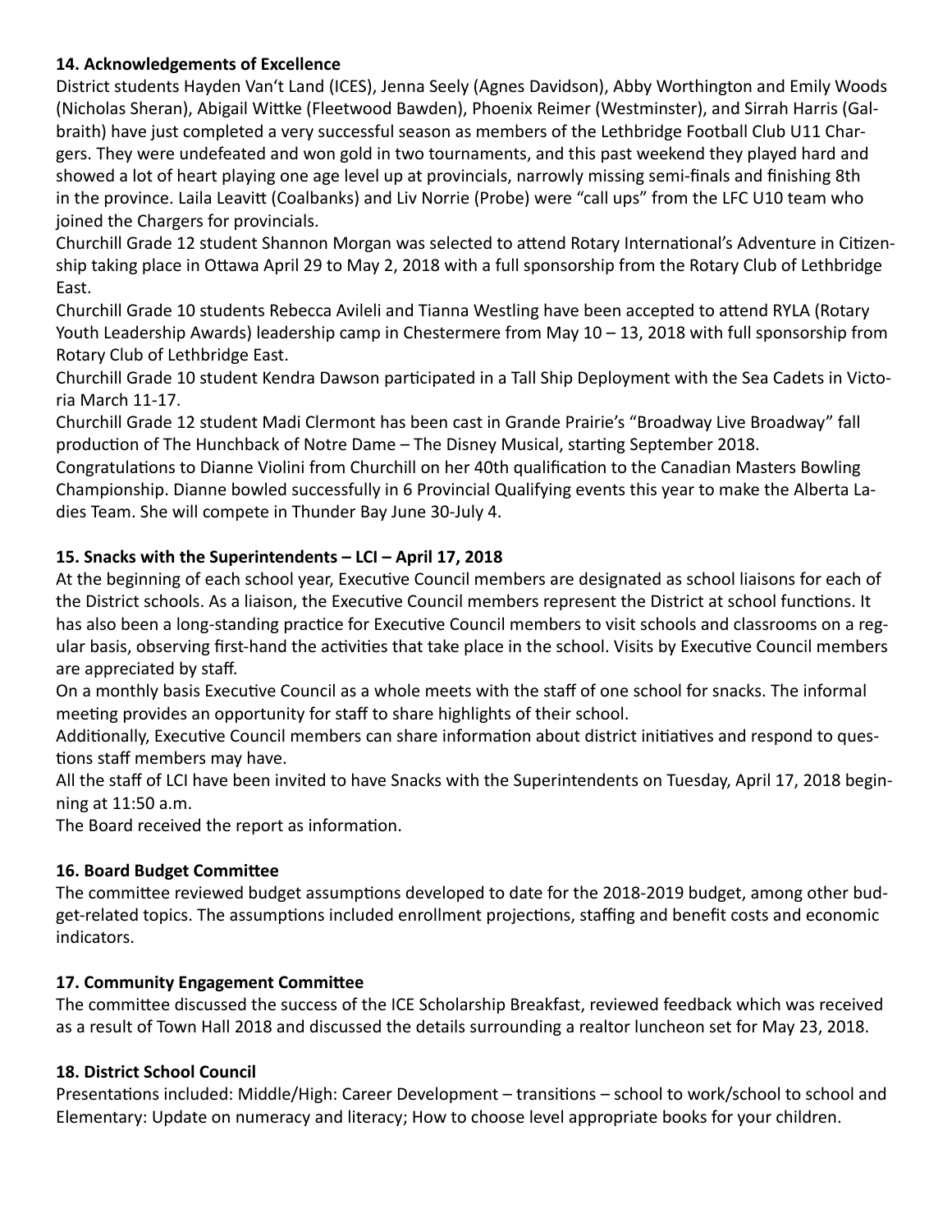### 14. Acknowledgements of Excellence

District students Hayden Van't Land (ICES), Jenna Seely (Agnes Davidson), Abby Worthington and Emily Woods (Nicholas Sheran), Abigail Wittke (Fleetwood Bawden), Phoenix Reimer (Westminster), and Sirrah Harris (Galbraith) have just completed a very successful season as members of the Lethbridge Football Club U11 Chargers. They were undefeated and won gold in two tournaments, and this past weekend they played hard and showed a lot of heart playing one age level up at provincials, narrowly missing semi-finals and finishing 8th in the province. Laila Leavitt (Coalbanks) and Liv Norrie (Probe) were "call ups" from the LFC U10 team who joined the Chargers for provincials.

Churchill Grade 12 student Shannon Morgan was selected to attend Rotary International's Adventure in Citizenship taking place in Ottawa April 29 to May 2, 2018 with a full sponsorship from the Rotary Club of Lethbridge East.

Churchill Grade 10 students Rebecca Avileli and Tianna Westling have been accepted to attend RYLA (Rotary Youth Leadership Awards) leadership camp in Chestermere from May 10 – 13, 2018 with full sponsorship from Rotary Club of Lethbridge East.

Churchill Grade 10 student Kendra Dawson participated in a Tall Ship Deployment with the Sea Cadets in Victoria March 11-17.

Churchill Grade 12 student Madi Clermont has been cast in Grande Prairie's "Broadway Live Broadway" fall production of The Hunchback of Notre Dame – The Disney Musical, starting September 2018.

Congratulations to Dianne Violini from Churchill on her 40th qualification to the Canadian Masters Bowling Championship. Dianne bowled successfully in 6 Provincial Qualifying events this year to make the Alberta Ladies Team. She will compete in Thunder Bay June 30-July 4.

### 15. Snacks with the Superintendents – LCI – April 17, 2018

At the beginning of each school year, Executive Council members are designated as school liaisons for each of the District schools. As a liaison, the Executive Council members represent the District at school functions. It has also been a long-standing practice for Executive Council members to visit schools and classrooms on a regular basis, observing first-hand the activities that take place in the school. Visits by Executive Council members are appreciated by staff.

On a monthly basis Executive Council as a whole meets with the staff of one school for snacks. The informal meeting provides an opportunity for staff to share highlights of their school.

Additionally, Executive Council members can share information about district initiatives and respond to questions staff members may have.

All the staff of LCI have been invited to have Snacks with the Superintendents on Tuesday, April 17, 2018 beginning at 11:50 a.m.

The Board received the report as information.

### 16. Board Budget Committee

The committee reviewed budget assumptions developed to date for the 2018-2019 budget, among other budget-related topics. The assumptions included enrollment projections, staffing and benefit costs and economic indicators.

### 17. Community Engagement Committee

The committee discussed the success of the ICE Scholarship Breakfast, reviewed feedback which was received as a result of Town Hall 2018 and discussed the details surrounding a realtor luncheon set for May 23, 2018.

### 18. District School Council

Presentations included: Middle/High: Career Development – transitions – school to work/school to school and Elementary: Update on numeracy and literacy; How to choose level appropriate books for your children.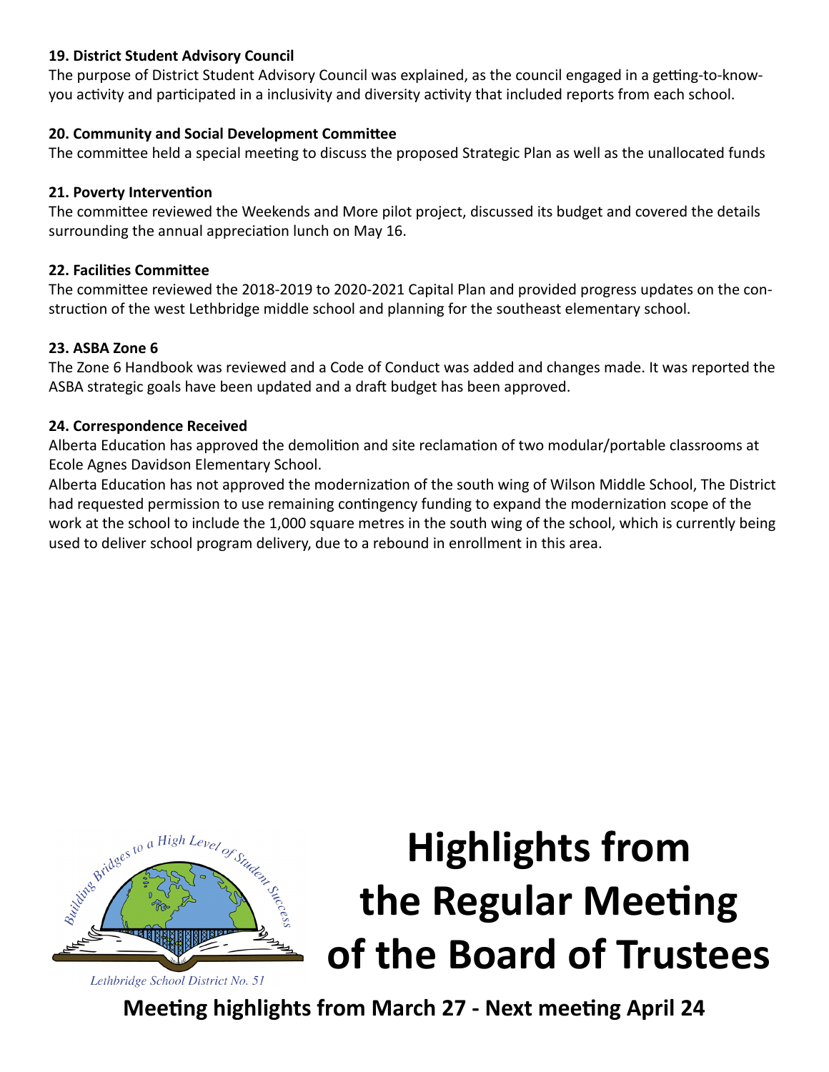**19. District Student Advisory Council**

The purpose of District Student Advisory Council was explained, as the council engaged in a getting-to-know-you activity and participated in a inclusivity and diversity activity that included reports from each school.

**20. Community and Social Development Committee**

The committee held a special meeting to discuss the proposed Strategic Plan as well as the unallocated funds

**21. Poverty Intervention**

The committee reviewed the Weekends and More pilot project, discussed its budget and covered the details surrounding the annual appreciation lunch on May 16.

**22. Facilities Committee**

The committee reviewed the 2018-2019 to 2020-2021 Capital Plan and provided progress updates on the construction of the west Lethbridge middle school and planning for the southeast elementary school.

**23. ASBA Zone 6**

The Zone 6 Handbook was reviewed and a Code of Conduct was added and changes made. It was reported the ASBA strategic goals have been updated and a draft budget has been approved.

**24. Correspondence Received**

Alberta Education has approved the demolition and site reclamation of two modular/portable classrooms at Ecole Agnes Davidson Elementary School.

Alberta Education has not approved the modernization of the south wing of Wilson Middle School, The District had requested permission to use remaining contingency funding to expand the modernization scope of the work at the school to include the 1,000 square metres in the south wing of the school, which is currently being used to deliver school program delivery, due to a rebound in enrollment in this area.

Building Bridges to a High Level of Student Success

Lethbridge School District No. 51

# Highlights from the Regular Meeting of the Board of Trustees

**Meeting highlights from March 27 - Next meeting April 24**